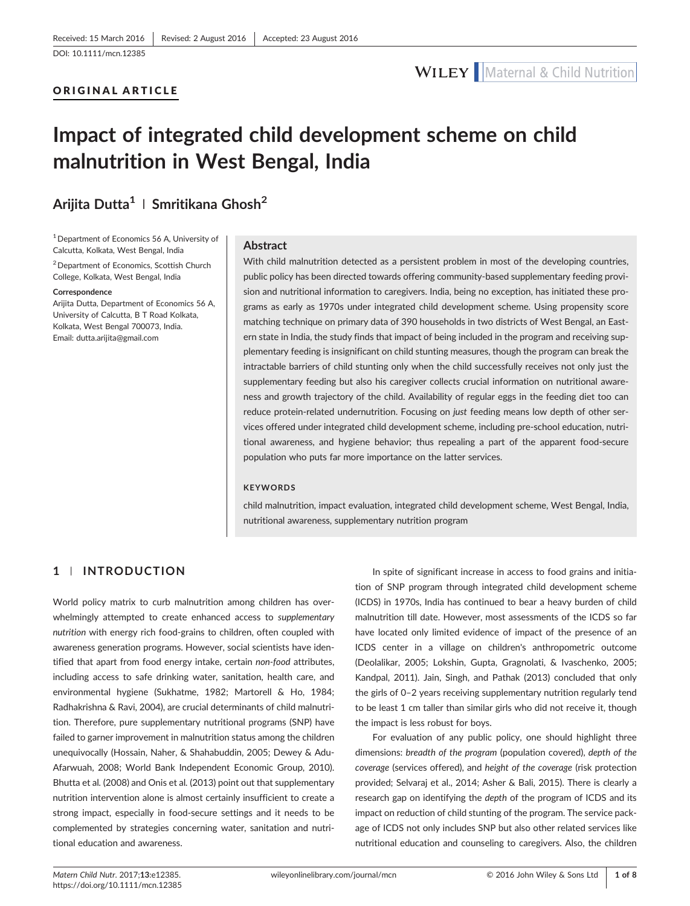Received: 15 March 2016 | Revised: 2 August 2016 | Accepted: 23 August 2016

DOI: 10.1111/mcn.12385

ORIGINAL ARTICLE

# Impact of integrated child development scheme on child malnutrition in West Bengal, India

**Arijita Dutta**[1] | **Smritikana Ghosh**[2]

[1] Department of Economics 56 A, University of Calcutta, Kolkata, West Bengal, India

[2] Department of Economics, Scottish Church College, Kolkata, West Bengal, India

**Correspondence**
Arijita Dutta, Department of Economics 56 A, University of Calcutta, B T Road Kolkata, Kolkata, West Bengal 700073, India.
Email: dutta.arijita@gmail.com

## Abstract

With child malnutrition detected as a persistent problem in most of the developing countries, public policy has been directed towards offering community-based supplementary feeding provision and nutritional information to caregivers. India, being no exception, has initiated these programs as early as 1970s under integrated child development scheme. Using propensity score matching technique on primary data of 390 households in two districts of West Bengal, an Eastern state in India, the study finds that impact of being included in the program and receiving supplementary feeding is insignificant on child stunting measures, though the program can break the intractable barriers of child stunting only when the child successfully receives not only just the supplementary feeding but also his caregiver collects crucial information on nutritional awareness and growth trajectory of the child. Availability of regular eggs in the feeding diet too can reduce protein-related undernutrition. Focusing on *just* feeding means low depth of other services offered under integrated child development scheme, including pre-school education, nutritional awareness, and hygiene behavior; thus repealing a part of the apparent food-secure population who puts far more importance on the latter services.

**KEYWORDS**

child malnutrition, impact evaluation, integrated child development scheme, West Bengal, India, nutritional awareness, supplementary nutrition program

## 1 | INTRODUCTION

World policy matrix to curb malnutrition among children has overwhelmingly attempted to create enhanced access to *supplementary nutrition* with energy rich food-grains to children, often coupled with awareness generation programs. However, social scientists have identified that apart from food energy intake, certain *non-food* attributes, including access to safe drinking water, sanitation, health care, and environmental hygiene (Sukhatme, 1982; Martorell & Ho, 1984; Radhakrishna & Ravi, 2004), are crucial determinants of child malnutrition. Therefore, pure supplementary nutritional programs (SNP) have failed to garner improvement in malnutrition status among the children unequivocally (Hossain, Naher, & Shahabuddin, 2005; Dewey & Adu-Afarwuah, 2008; World Bank Independent Economic Group, 2010). Bhutta et al. (2008) and Onis et al. (2013) point out that supplementary nutrition intervention alone is almost certainly insufficient to create a strong impact, especially in food-secure settings and it needs to be complemented by strategies concerning water, sanitation and nutritional education and awareness.

In spite of significant increase in access to food grains and initiation of SNP program through integrated child development scheme (ICDS) in 1970s, India has continued to bear a heavy burden of child malnutrition till date. However, most assessments of the ICDS so far have located only limited evidence of impact of the presence of an ICDS center in a village on children's anthropometric outcome (Deolalikar, 2005; Lokshin, Gupta, Gragnolati, & Ivaschenko, 2005; Kandpal, 2011). Jain, Singh, and Pathak (2013) concluded that only the girls of 0–2 years receiving supplementary nutrition regularly tend to be least 1 cm taller than similar girls who did not receive it, though the impact is less robust for boys.

For evaluation of any public policy, one should highlight three dimensions: *breadth of the program* (population covered), *depth of the coverage* (services offered), and *height of the coverage* (risk protection provided; Selvaraj et al., 2014; Asher & Bali, 2015). There is clearly a research gap on identifying the *depth* of the program of ICDS and its impact on reduction of child stunting of the program. The service package of ICDS not only includes SNP but also other related services like nutritional education and counseling to caregivers. Also, the children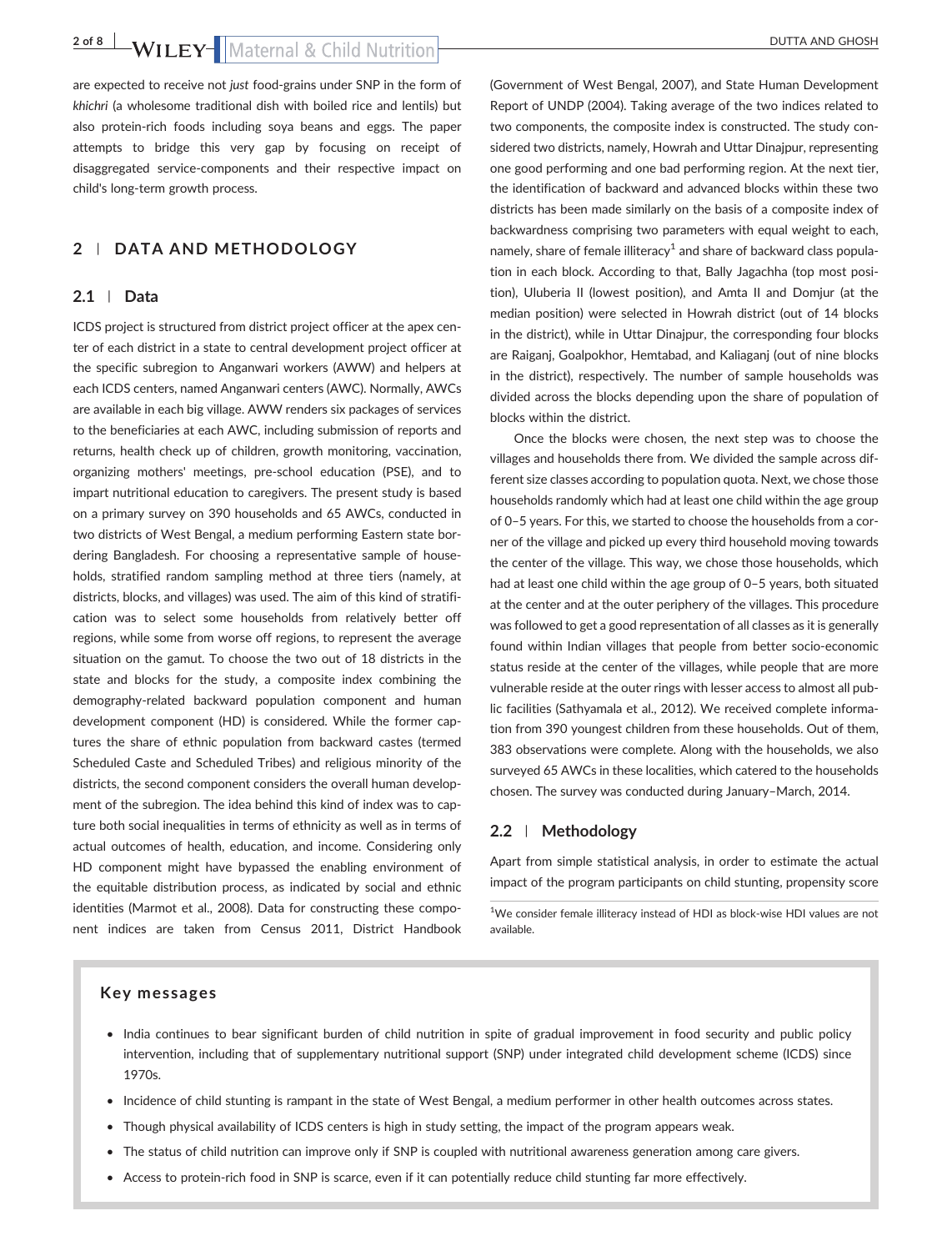are expected to receive not *just* food-grains under SNP in the form of *khichri* (a wholesome traditional dish with boiled rice and lentils) but also protein-rich foods including soya beans and eggs. The paper attempts to bridge this very gap by focusing on receipt of disaggregated service-components and their respective impact on child's long-term growth process.

## 2 | DATA AND METHODOLOGY

### 2.1 | Data

ICDS project is structured from district project officer at the apex center of each district in a state to central development project officer at the specific subregion to Anganwari workers (AWW) and helpers at each ICDS centers, named Anganwari centers (AWC). Normally, AWCs are available in each big village. AWW renders six packages of services to the beneficiaries at each AWC, including submission of reports and returns, health check up of children, growth monitoring, vaccination, organizing mothers' meetings, pre-school education (PSE), and to impart nutritional education to caregivers. The present study is based on a primary survey on 390 households and 65 AWCs, conducted in two districts of West Bengal, a medium performing Eastern state bordering Bangladesh. For choosing a representative sample of households, stratified random sampling method at three tiers (namely, at districts, blocks, and villages) was used. The aim of this kind of stratification was to select some households from relatively better off regions, while some from worse off regions, to represent the average situation on the gamut. To choose the two out of 18 districts in the state and blocks for the study, a composite index combining the demography-related backward population component and human development component (HD) is considered. While the former captures the share of ethnic population from backward castes (termed Scheduled Caste and Scheduled Tribes) and religious minority of the districts, the second component considers the overall human development of the subregion. The idea behind this kind of index was to capture both social inequalities in terms of ethnicity as well as in terms of actual outcomes of health, education, and income. Considering only HD component might have bypassed the enabling environment of the equitable distribution process, as indicated by social and ethnic identities (Marmot et al., 2008). Data for constructing these component indices are taken from Census 2011, District Handbook (Government of West Bengal, 2007), and State Human Development Report of UNDP (2004). Taking average of the two indices related to two components, the composite index is constructed. The study considered two districts, namely, Howrah and Uttar Dinajpur, representing one good performing and one bad performing region. At the next tier, the identification of backward and advanced blocks within these two districts has been made similarly on the basis of a composite index of backwardness comprising two parameters with equal weight to each, namely, share of female illiteracy[1] and share of backward class population in each block. According to that, Bally Jagachha (top most position), Uluberia II (lowest position), and Amta II and Domjur (at the median position) were selected in Howrah district (out of 14 blocks in the district), while in Uttar Dinajpur, the corresponding four blocks are Raiganj, Goalpokhor, Hemtabad, and Kaliaganj (out of nine blocks in the district), respectively. The number of sample households was divided across the blocks depending upon the share of population of blocks within the district.

Once the blocks were chosen, the next step was to choose the villages and households there from. We divided the sample across different size classes according to population quota. Next, we chose those households randomly which had at least one child within the age group of 0–5 years. For this, we started to choose the households from a corner of the village and picked up every third household moving towards the center of the village. This way, we chose those households, which had at least one child within the age group of 0–5 years, both situated at the center and at the outer periphery of the villages. This procedure was followed to get a good representation of all classes as it is generally found within Indian villages that people from better socio-economic status reside at the center of the villages, while people that are more vulnerable reside at the outer rings with lesser access to almost all public facilities (Sathyamala et al., 2012). We received complete information from 390 youngest children from these households. Out of them, 383 observations were complete. Along with the households, we also surveyed 65 AWCs in these localities, which catered to the households chosen. The survey was conducted during January–March, 2014.

### 2.2 | Methodology

Apart from simple statistical analysis, in order to estimate the actual impact of the program participants on child stunting, propensity score

[1] We consider female illiteracy instead of HDI as block-wise HDI values are not available.

**Key messages**

- India continues to bear significant burden of child nutrition in spite of gradual improvement in food security and public policy intervention, including that of supplementary nutritional support (SNP) under integrated child development scheme (ICDS) since 1970s.
- Incidence of child stunting is rampant in the state of West Bengal, a medium performer in other health outcomes across states.
- Though physical availability of ICDS centers is high in study setting, the impact of the program appears weak.
- The status of child nutrition can improve only if SNP is coupled with nutritional awareness generation among care givers.
- Access to protein-rich food in SNP is scarce, even if it can potentially reduce child stunting far more effectively.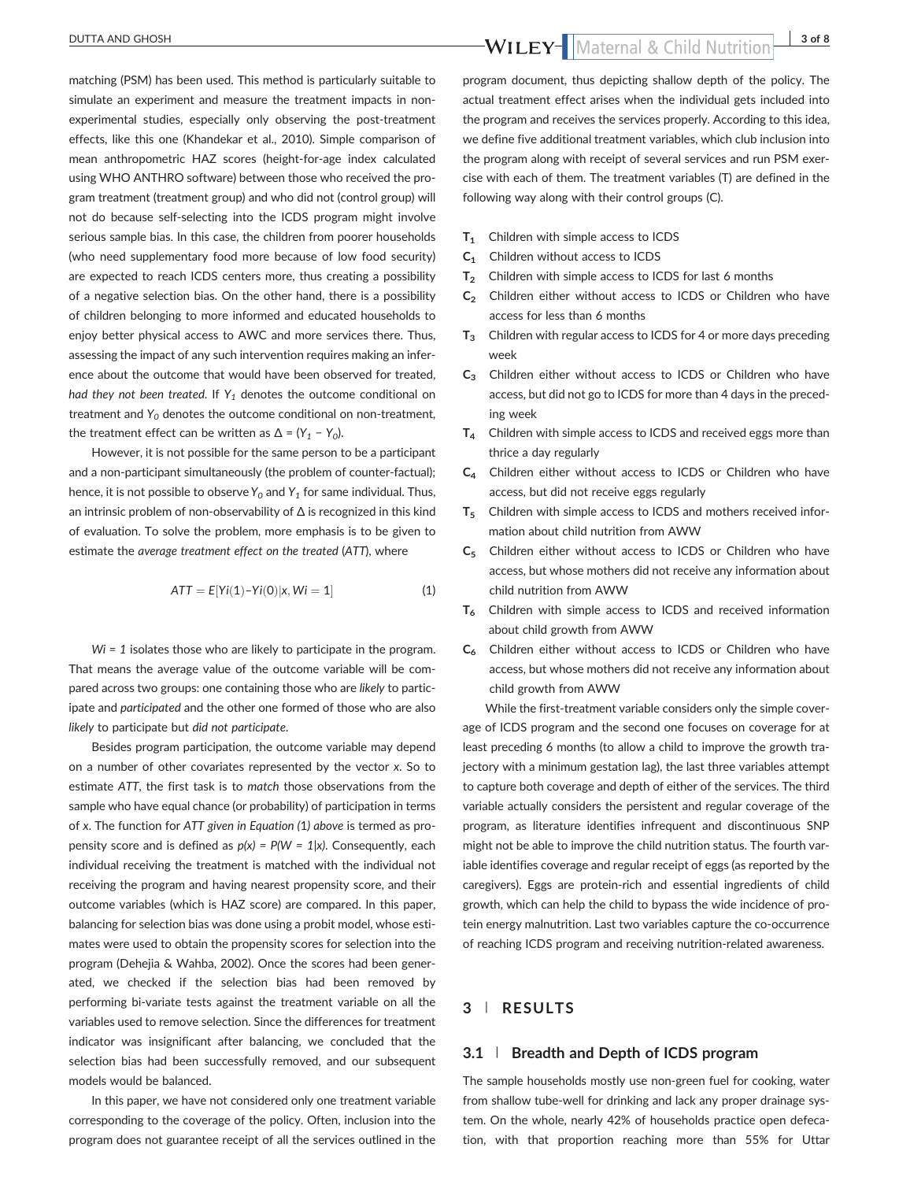matching (PSM) has been used. This method is particularly suitable to simulate an experiment and measure the treatment impacts in non-experimental studies, especially only observing the post-treatment effects, like this one (Khandekar et al., 2010). Simple comparison of mean anthropometric HAZ scores (height-for-age index calculated using WHO ANTHRO software) between those who received the program treatment (treatment group) and who did not (control group) will not do because self-selecting into the ICDS program might involve serious sample bias. In this case, the children from poorer households (who need supplementary food more because of low food security) are expected to reach ICDS centers more, thus creating a possibility of a negative selection bias. On the other hand, there is a possibility of children belonging to more informed and educated households to enjoy better physical access to AWC and more services there. Thus, assessing the impact of any such intervention requires making an inference about the outcome that would have been observed for treated, *had they not been treated*. If $Y_1$ denotes the outcome conditional on treatment and $Y_0$ denotes the outcome conditional on non-treatment, the treatment effect can be written as $\Delta = (Y_1 - Y_0)$.

However, it is not possible for the same person to be a participant and a non-participant simultaneously (the problem of counter-factual); hence, it is not possible to observe $Y_0$ and $Y_1$ for same individual. Thus, an intrinsic problem of non-observability of $\Delta$ is recognized in this kind of evaluation. To solve the problem, more emphasis is to be given to estimate the *average treatment effect on the treated* (*ATT*), where

$$ATT = E[Yi(1) - Yi(0)|x, Wi = 1] \tag{1}$$

$Wi = 1$ isolates those who are likely to participate in the program. That means the average value of the outcome variable will be compared across two groups: one containing those who are *likely* to participate and *participated* and the other one formed of those who are also *likely* to participate but *did not participate*.

Besides program participation, the outcome variable may depend on a number of other covariates represented by the vector *x*. So to estimate *ATT*, the first task is to *match* those observations from the sample who have equal chance (or probability) of participation in terms of *x*. The function for *ATT given in Equation (1) above* is termed as propensity score and is defined as $p(x) = P(W = 1|x)$. Consequently, each individual receiving the treatment is matched with the individual not receiving the program and having nearest propensity score, and their outcome variables (which is HAZ score) are compared. In this paper, balancing for selection bias was done using a probit model, whose estimates were used to obtain the propensity scores for selection into the program (Dehejia & Wahba, 2002). Once the scores had been generated, we checked if the selection bias had been removed by performing bi-variate tests against the treatment variable on all the variables used to remove selection. Since the differences for treatment indicator was insignificant after balancing, we concluded that the selection bias had been successfully removed, and our subsequent models would be balanced.

In this paper, we have not considered only one treatment variable corresponding to the coverage of the policy. Often, inclusion into the program does not guarantee receipt of all the services outlined in the program document, thus depicting shallow depth of the policy. The actual treatment effect arises when the individual gets included into the program and receives the services properly. According to this idea, we define five additional treatment variables, which club inclusion into the program along with receipt of several services and run PSM exercise with each of them. The treatment variables (T) are defined in the following way along with their control groups (C).

- **$T_1$** Children with simple access to ICDS
- **$C_1$** Children without access to ICDS
- **$T_2$** Children with simple access to ICDS for last 6 months
- **$C_2$** Children either without access to ICDS or Children who have access for less than 6 months
- **$T_3$** Children with regular access to ICDS for 4 or more days preceding week
- **$C_3$** Children either without access to ICDS or Children who have access, but did not go to ICDS for more than 4 days in the preceding week
- **$T_4$** Children with simple access to ICDS and received eggs more than thrice a day regularly
- **$C_4$** Children either without access to ICDS or Children who have access, but did not receive eggs regularly
- **$T_5$** Children with simple access to ICDS and mothers received information about child nutrition from AWW
- **$C_5$** Children either without access to ICDS or Children who have access, but whose mothers did not receive any information about child nutrition from AWW
- **$T_6$** Children with simple access to ICDS and received information about child growth from AWW
- **$C_6$** Children either without access to ICDS or Children who have access, but whose mothers did not receive any information about child growth from AWW

While the first-treatment variable considers only the simple coverage of ICDS program and the second one focuses on coverage for at least preceding 6 months (to allow a child to improve the growth trajectory with a minimum gestation lag), the last three variables attempt to capture both coverage and depth of either of the services. The third variable actually considers the persistent and regular coverage of the program, as literature identifies infrequent and discontinuous SNP might not be able to improve the child nutrition status. The fourth variable identifies coverage and regular receipt of eggs (as reported by the caregivers). Eggs are protein-rich and essential ingredients of child growth, which can help the child to bypass the wide incidence of protein energy malnutrition. Last two variables capture the co-occurrence of reaching ICDS program and receiving nutrition-related awareness.

## 3 | RESULTS

### 3.1 | Breadth and Depth of ICDS program

The sample households mostly use non-green fuel for cooking, water from shallow tube-well for drinking and lack any proper drainage system. On the whole, nearly 42% of households practice open defecation, with that proportion reaching more than 55% for Uttar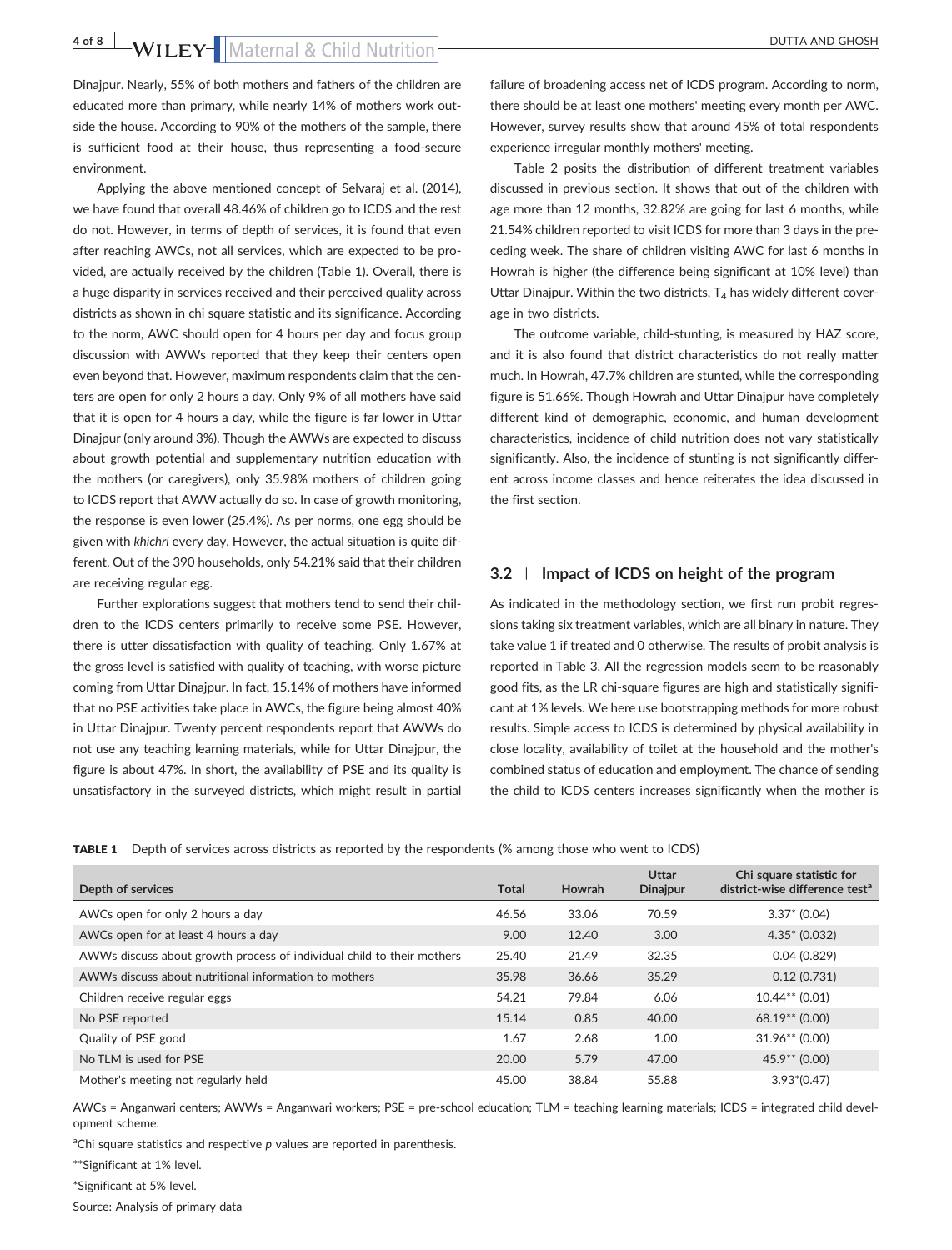Dinajpur. Nearly, 55% of both mothers and fathers of the children are educated more than primary, while nearly 14% of mothers work outside the house. According to 90% of the mothers of the sample, there is sufficient food at their house, thus representing a food-secure environment.

Applying the above mentioned concept of Selvaraj et al. (2014), we have found that overall 48.46% of children go to ICDS and the rest do not. However, in terms of depth of services, it is found that even after reaching AWCs, not all services, which are expected to be provided, are actually received by the children (Table 1). Overall, there is a huge disparity in services received and their perceived quality across districts as shown in chi square statistic and its significance. According to the norm, AWC should open for 4 hours per day and focus group discussion with AWWs reported that they keep their centers open even beyond that. However, maximum respondents claim that the centers are open for only 2 hours a day. Only 9% of all mothers have said that it is open for 4 hours a day, while the figure is far lower in Uttar Dinajpur (only around 3%). Though the AWWs are expected to discuss about growth potential and supplementary nutrition education with the mothers (or caregivers), only 35.98% mothers of children going to ICDS report that AWW actually do so. In case of growth monitoring, the response is even lower (25.4%). As per norms, one egg should be given with *khichri* every day. However, the actual situation is quite different. Out of the 390 households, only 54.21% said that their children are receiving regular egg.

Further explorations suggest that mothers tend to send their children to the ICDS centers primarily to receive some PSE. However, there is utter dissatisfaction with quality of teaching. Only 1.67% at the gross level is satisfied with quality of teaching, with worse picture coming from Uttar Dinajpur. In fact, 15.14% of mothers have informed that no PSE activities take place in AWCs, the figure being almost 40% in Uttar Dinajpur. Twenty percent respondents report that AWWs do not use any teaching learning materials, while for Uttar Dinajpur, the figure is about 47%. In short, the availability of PSE and its quality is unsatisfactory in the surveyed districts, which might result in partial failure of broadening access net of ICDS program. According to norm, there should be at least one mothers' meeting every month per AWC. However, survey results show that around 45% of total respondents experience irregular monthly mothers' meeting.

Table 2 posits the distribution of different treatment variables discussed in previous section. It shows that out of the children with age more than 12 months, 32.82% are going for last 6 months, while 21.54% children reported to visit ICDS for more than 3 days in the preceding week. The share of children visiting AWC for last 6 months in Howrah is higher (the difference being significant at 10% level) than Uttar Dinajpur. Within the two districts, $T_4$ has widely different coverage in two districts.

The outcome variable, child-stunting, is measured by HAZ score, and it is also found that district characteristics do not really matter much. In Howrah, 47.7% children are stunted, while the corresponding figure is 51.66%. Though Howrah and Uttar Dinajpur have completely different kind of demographic, economic, and human development characteristics, incidence of child nutrition does not vary statistically significantly. Also, the incidence of stunting is not significantly different across income classes and hence reiterates the idea discussed in the first section.

## 3.2 | Impact of ICDS on height of the program

As indicated in the methodology section, we first run probit regressions taking six treatment variables, which are all binary in nature. They take value 1 if treated and 0 otherwise. The results of probit analysis is reported in Table 3. All the regression models seem to be reasonably good fits, as the LR chi-square figures are high and statistically significant at 1% levels. We here use bootstrapping methods for more robust results. Simple access to ICDS is determined by physical availability in close locality, availability of toilet at the household and the mother's combined status of education and employment. The chance of sending the child to ICDS centers increases significantly when the mother is

**TABLE 1** Depth of services across districts as reported by the respondents (% among those who went to ICDS)

| Depth of services | Total | Howrah | Uttar Dinajpur | Chi square statistic for district-wise difference test[a] |
|---|---|---|---|---|
| AWCs open for only 2 hours a day | 46.56 | 33.06 | 70.59 | 3.37* (0.04) |
| AWCs open for at least 4 hours a day | 9.00 | 12.40 | 3.00 | 4.35* (0.032) |
| AWWs discuss about growth process of individual child to their mothers | 25.40 | 21.49 | 32.35 | 0.04 (0.829) |
| AWWs discuss about nutritional information to mothers | 35.98 | 36.66 | 35.29 | 0.12 (0.731) |
| Children receive regular eggs | 54.21 | 79.84 | 6.06 | 10.44** (0.01) |
| No PSE reported | 15.14 | 0.85 | 40.00 | 68.19** (0.00) |
| Quality of PSE good | 1.67 | 2.68 | 1.00 | 31.96** (0.00) |
| No TLM is used for PSE | 20.00 | 5.79 | 47.00 | 45.9** (0.00) |
| Mother's meeting not regularly held | 45.00 | 38.84 | 55.88 | 3.93*(0.47) |

AWCs = Anganwari centers; AWWs = Anganwari workers; PSE = pre-school education; TLM = teaching learning materials; ICDS = integrated child development scheme.

[a]Chi square statistics and respective *p* values are reported in parenthesis.

**Significant at 1% level.

*Significant at 5% level.

Source: Analysis of primary data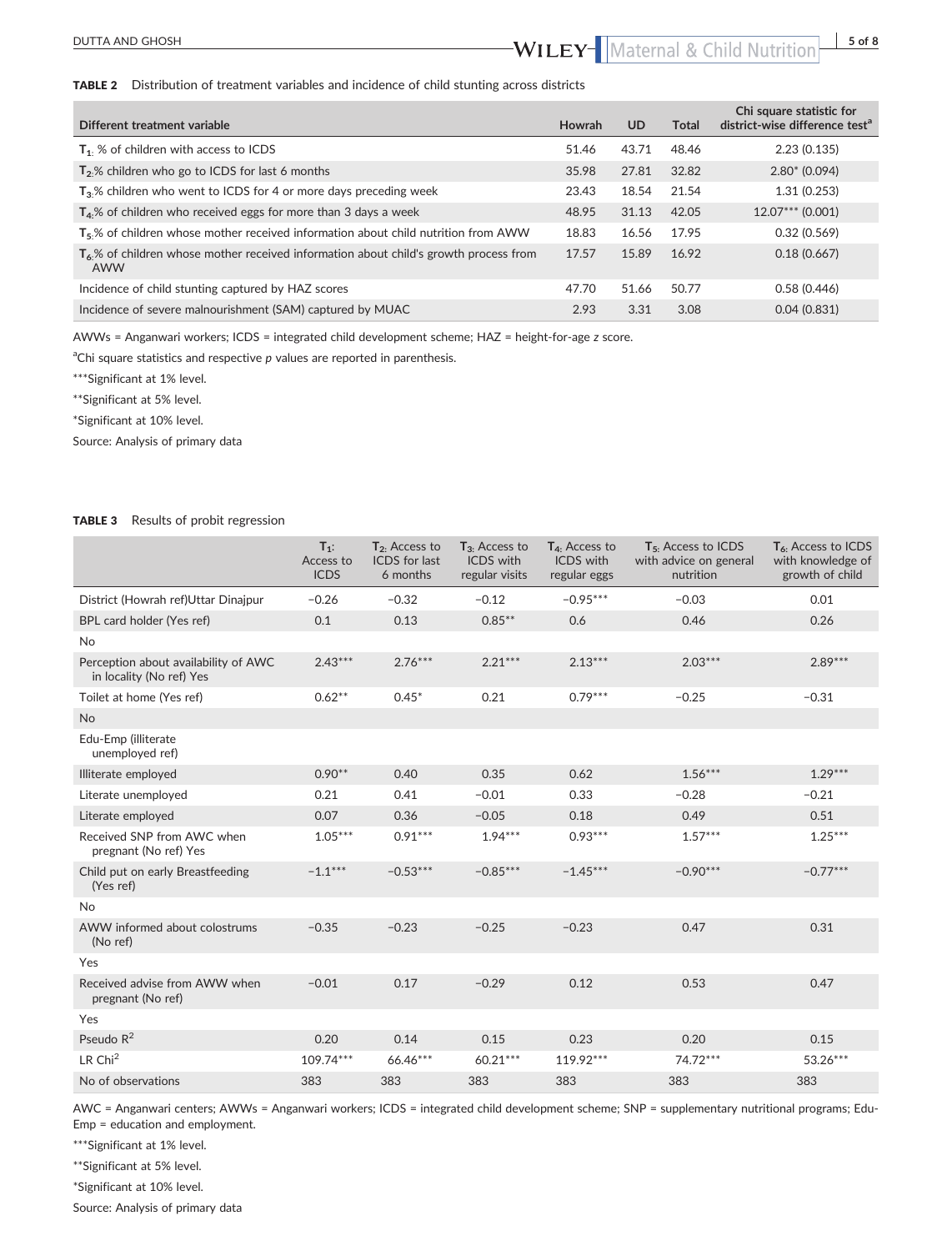**TABLE 2** Distribution of treatment variables and incidence of child stunting across districts

| Different treatment variable | Howrah | UD | Total | Chi square statistic for district-wise difference test[a] |
|---|---|---|---|---|
| $T_1$: % of children with access to ICDS | 51.46 | 43.71 | 48.46 | 2.23 (0.135) |
| $T_2$:% children who go to ICDS for last 6 months | 35.98 | 27.81 | 32.82 | 2.80* (0.094) |
| $T_3$:% children who went to ICDS for 4 or more days preceding week | 23.43 | 18.54 | 21.54 | 1.31 (0.253) |
| $T_4$:% of children who received eggs for more than 3 days a week | 48.95 | 31.13 | 42.05 | 12.07*** (0.001) |
| $T_5$:% of children whose mother received information about child nutrition from AWW | 18.83 | 16.56 | 17.95 | 0.32 (0.569) |
| $T_6$:% of children whose mother received information about child's growth process from AWW | 17.57 | 15.89 | 16.92 | 0.18 (0.667) |
| Incidence of child stunting captured by HAZ scores | 47.70 | 51.66 | 50.77 | 0.58 (0.446) |
| Incidence of severe malnourishment (SAM) captured by MUAC | 2.93 | 3.31 | 3.08 | 0.04 (0.831) |

AWWs = Anganwari workers; ICDS = integrated child development scheme; HAZ = height-for-age *z* score.

[a]Chi square statistics and respective *p* values are reported in parenthesis.

***Significant at 1% level.

**Significant at 5% level.

*Significant at 10% level.

Source: Analysis of primary data

**TABLE 3** Results of probit regression

| | $T_1$: Access to ICDS | $T_2$: Access to ICDS for last 6 months | $T_3$: Access to ICDS with regular visits | $T_4$: Access to ICDS with regular eggs | $T_5$: Access to ICDS with advice on general nutrition | $T_6$: Access to ICDS with knowledge of growth of child |
|---|---|---|---|---|---|---|
| District (Howrah ref)Uttar Dinajpur | −0.26 | −0.32 | −0.12 | −0.95*** | −0.03 | 0.01 |
| BPL card holder (Yes ref) | 0.1 | 0.13 | 0.85** | 0.6 | 0.46 | 0.26 |
| No | | | | | | |
| Perception about availability of AWC in locality (No ref) Yes | 2.43*** | 2.76*** | 2.21*** | 2.13*** | 2.03*** | 2.89*** |
| Toilet at home (Yes ref) | 0.62** | 0.45* | 0.21 | 0.79*** | −0.25 | −0.31 |
| No | | | | | | |
| Edu-Emp (illiterate unemployed ref) | | | | | | |
| Illiterate employed | 0.90** | 0.40 | 0.35 | 0.62 | 1.56*** | 1.29*** |
| Literate unemployed | 0.21 | 0.41 | −0.01 | 0.33 | −0.28 | −0.21 |
| Literate employed | 0.07 | 0.36 | −0.05 | 0.18 | 0.49 | 0.51 |
| Received SNP from AWC when pregnant (No ref) Yes | 1.05*** | 0.91*** | 1.94*** | 0.93*** | 1.57*** | 1.25*** |
| Child put on early Breastfeeding (Yes ref) | −1.1*** | −0.53*** | −0.85*** | −1.45*** | −0.90*** | −0.77*** |
| No | | | | | | |
| AWW informed about colostrums (No ref) | −0.35 | −0.23 | −0.25 | −0.23 | 0.47 | 0.31 |
| Yes | | | | | | |
| Received advise from AWW when pregnant (No ref) | −0.01 | 0.17 | −0.29 | 0.12 | 0.53 | 0.47 |
| Yes | | | | | | |
| Pseudo $R^2$ | 0.20 | 0.14 | 0.15 | 0.23 | 0.20 | 0.15 |
| LR $Chi^2$ | 109.74*** | 66.46*** | 60.21*** | 119.92*** | 74.72*** | 53.26*** |
| No of observations | 383 | 383 | 383 | 383 | 383 | 383 |

AWC = Anganwari centers; AWWs = Anganwari workers; ICDS = integrated child development scheme; SNP = supplementary nutritional programs; Edu-Emp = education and employment.

***Significant at 1% level.

**Significant at 5% level.

*Significant at 10% level.

Source: Analysis of primary data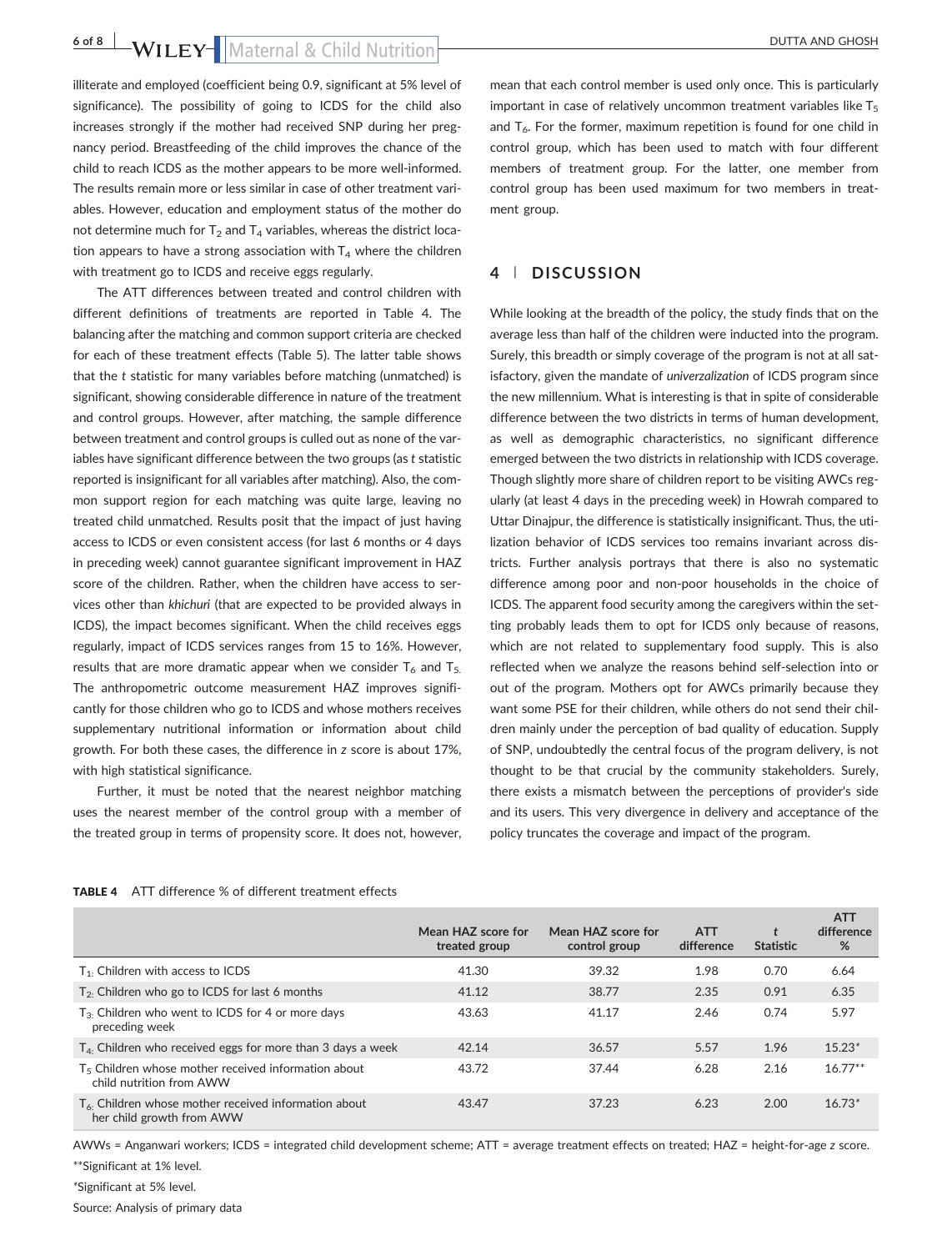illiterate and employed (coefficient being 0.9, significant at 5% level of significance). The possibility of going to ICDS for the child also increases strongly if the mother had received SNP during her pregnancy period. Breastfeeding of the child improves the chance of the child to reach ICDS as the mother appears to be more well-informed. The results remain more or less similar in case of other treatment variables. However, education and employment status of the mother do not determine much for $T_2$ and $T_4$ variables, whereas the district location appears to have a strong association with $T_4$ where the children with treatment go to ICDS and receive eggs regularly.

The ATT differences between treated and control children with different definitions of treatments are reported in Table 4. The balancing after the matching and common support criteria are checked for each of these treatment effects (Table 5). The latter table shows that the *t* statistic for many variables before matching (unmatched) is significant, showing considerable difference in nature of the treatment and control groups. However, after matching, the sample difference between treatment and control groups is culled out as none of the variables have significant difference between the two groups (as *t* statistic reported is insignificant for all variables after matching). Also, the common support region for each matching was quite large, leaving no treated child unmatched. Results posit that the impact of just having access to ICDS or even consistent access (for last 6 months or 4 days in preceding week) cannot guarantee significant improvement in HAZ score of the children. Rather, when the children have access to services other than *khichuri* (that are expected to be provided always in ICDS), the impact becomes significant. When the child receives eggs regularly, impact of ICDS services ranges from 15 to 16%. However, results that are more dramatic appear when we consider $T_6$ and $T_5$. The anthropometric outcome measurement HAZ improves significantly for those children who go to ICDS and whose mothers receives supplementary nutritional information or information about child growth. For both these cases, the difference in *z* score is about 17%, with high statistical significance.

Further, it must be noted that the nearest neighbor matching uses the nearest member of the control group with a member of the treated group in terms of propensity score. It does not, however, mean that each control member is used only once. This is particularly important in case of relatively uncommon treatment variables like $T_5$ and $T_6$. For the former, maximum repetition is found for one child in control group, which has been used to match with four different members of treatment group. For the latter, one member from control group has been used maximum for two members in treatment group.

## 4 | DISCUSSION

While looking at the breadth of the policy, the study finds that on the average less than half of the children were inducted into the program. Surely, this breadth or simply coverage of the program is not at all satisfactory, given the mandate of *univerzalization* of ICDS program since the new millennium. What is interesting is that in spite of considerable difference between the two districts in terms of human development, as well as demographic characteristics, no significant difference emerged between the two districts in relationship with ICDS coverage. Though slightly more share of children report to be visiting AWCs regularly (at least 4 days in the preceding week) in Howrah compared to Uttar Dinajpur, the difference is statistically insignificant. Thus, the utilization behavior of ICDS services too remains invariant across districts. Further analysis portrays that there is also no systematic difference among poor and non-poor households in the choice of ICDS. The apparent food security among the caregivers within the setting probably leads them to opt for ICDS only because of reasons, which are not related to supplementary food supply. This is also reflected when we analyze the reasons behind self-selection into or out of the program. Mothers opt for AWCs primarily because they want some PSE for their children, while others do not send their children mainly under the perception of bad quality of education. Supply of SNP, undoubtedly the central focus of the program delivery, is not thought to be that crucial by the community stakeholders. Surely, there exists a mismatch between the perceptions of provider's side and its users. This very divergence in delivery and acceptance of the policy truncates the coverage and impact of the program.

**TABLE 4** ATT difference % of different treatment effects

| | Mean HAZ score for treated group | Mean HAZ score for control group | ATT difference | *t* Statistic | ATT difference % |
|---|---|---|---|---|---|
| $T_1$: Children with access to ICDS | 41.30 | 39.32 | 1.98 | 0.70 | 6.64 |
| $T_2$: Children who go to ICDS for last 6 months | 41.12 | 38.77 | 2.35 | 0.91 | 6.35 |
| $T_3$: Children who went to ICDS for 4 or more days preceding week | 43.63 | 41.17 | 2.46 | 0.74 | 5.97 |
| $T_4$: Children who received eggs for more than 3 days a week | 42.14 | 36.57 | 5.57 | 1.96 | 15.23* |
| $T_5$ Children whose mother received information about child nutrition from AWW | 43.72 | 37.44 | 6.28 | 2.16 | 16.77** |
| $T_6$: Children whose mother received information about her child growth from AWW | 43.47 | 37.23 | 6.23 | 2.00 | 16.73* |

AWWs = Anganwari workers; ICDS = integrated child development scheme; ATT = average treatment effects on treated; HAZ = height-for-age *z* score.

**Significant at 1% level.

*Significant at 5% level.

Source: Analysis of primary data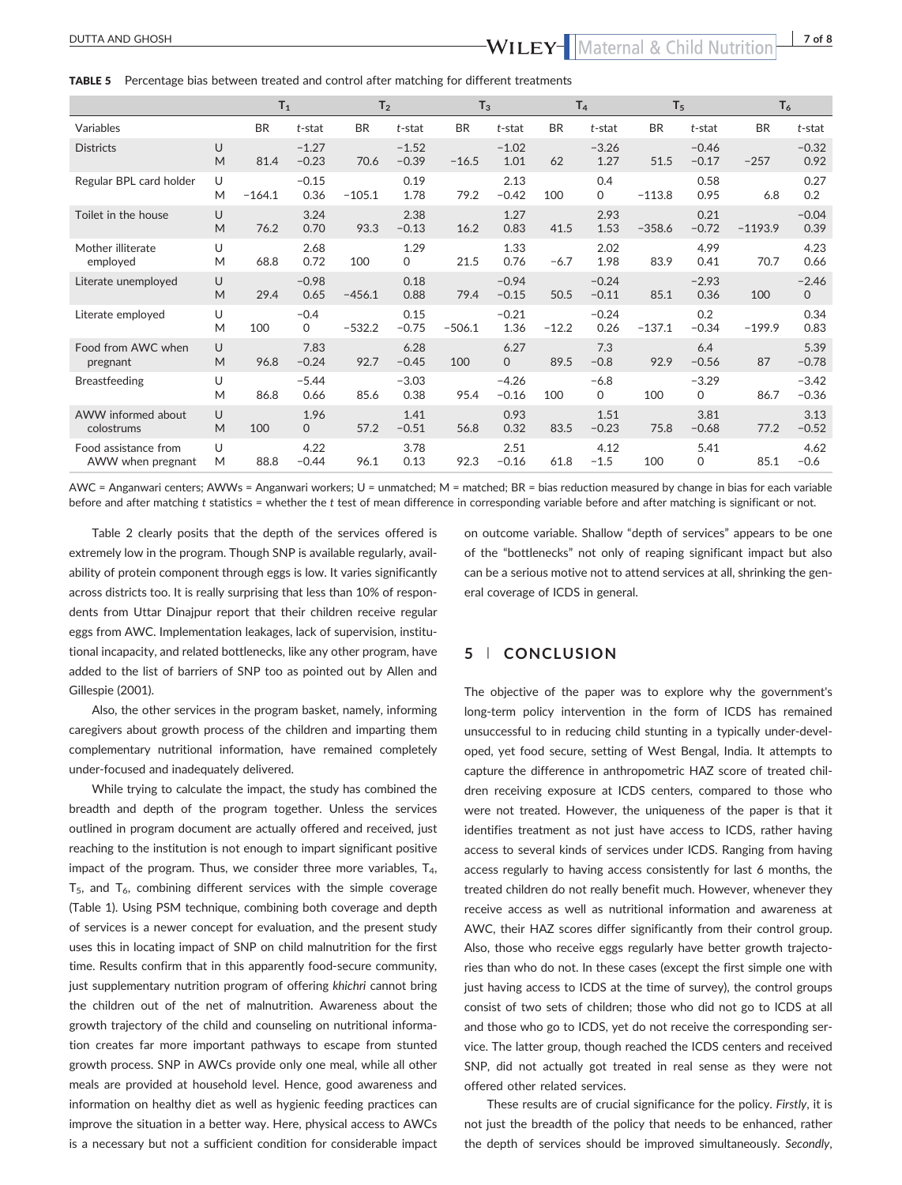**TABLE 5** Percentage bias between treated and control after matching for different treatments

| Variables | | $T_1$ | | $T_2$ | | $T_3$ | | $T_4$ | | $T_5$ | | $T_6$ | |
|---|---|---|---|---|---|---|---|---|---|---|---|---|---|
| | | BR | *t*-stat | BR | *t*-stat | BR | *t*-stat | BR | *t*-stat | BR | *t*-stat | BR | *t*-stat |
| Districts | U | | −1.27 | | −1.52 | | −1.02 | | −3.26 | | −0.46 | | −0.32 |
| | M | 81.4 | −0.23 | 70.6 | −0.39 | −16.5 | 1.01 | 62 | 1.27 | 51.5 | −0.17 | −257 | 0.92 |
| Regular BPL card holder | U | | −0.15 | | 0.19 | | 2.13 | | 0.4 | | 0.58 | | 0.27 |
| | M | −164.1 | 0.36 | −105.1 | 1.78 | 79.2 | −0.42 | 100 | 0 | −113.8 | 0.95 | 6.8 | 0.2 |
| Toilet in the house | U | | 3.24 | | 2.38 | | 1.27 | | 2.93 | | 0.21 | | −0.04 |
| | M | 76.2 | 0.70 | 93.3 | −0.13 | 16.2 | 0.83 | 41.5 | 1.53 | −358.6 | −0.72 | −1193.9 | 0.39 |
| Mother illiterate employed | U | | 2.68 | | 1.29 | | 1.33 | | 2.02 | | 4.99 | | 4.23 |
| | M | 68.8 | 0.72 | 100 | 0 | 21.5 | 0.76 | −6.7 | 1.98 | 83.9 | 0.41 | 70.7 | 0.66 |
| Literate unemployed | U | | −0.98 | | 0.18 | | −0.94 | | −0.24 | | −2.93 | | −2.46 |
| | M | 29.4 | 0.65 | −456.1 | 0.88 | 79.4 | −0.15 | 50.5 | −0.11 | 85.1 | 0.36 | 100 | 0 |
| Literate employed | U | | −0.4 | | 0.15 | | −0.21 | | −0.24 | | 0.2 | | 0.34 |
| | M | 100 | 0 | −532.2 | −0.75 | −506.1 | 1.36 | −12.2 | 0.26 | −137.1 | −0.34 | −199.9 | 0.83 |
| Food from AWC when pregnant | U | | 7.83 | | 6.28 | | 6.27 | | 7.3 | | 6.4 | | 5.39 |
| | M | 96.8 | −0.24 | 92.7 | −0.45 | 100 | 0 | 89.5 | −0.8 | 92.9 | −0.56 | 87 | −0.78 |
| Breastfeeding | U | | −5.44 | | −3.03 | | −4.26 | | −6.8 | | −3.29 | | −3.42 |
| | M | 86.8 | 0.66 | 85.6 | 0.38 | 95.4 | −0.16 | 100 | 0 | 100 | 0 | 86.7 | −0.36 |
| AWW informed about colostrums | U | | 1.96 | | 1.41 | | 0.93 | | 1.51 | | 3.81 | | 3.13 |
| | M | 100 | 0 | 57.2 | −0.51 | 56.8 | 0.32 | 83.5 | −0.23 | 75.8 | −0.68 | 77.2 | −0.52 |
| Food assistance from AWW when pregnant | U | | 4.22 | | 3.78 | | 2.51 | | 4.12 | | 5.41 | | 4.62 |
| | M | 88.8 | −0.44 | 96.1 | 0.13 | 92.3 | −0.16 | 61.8 | −1.5 | 100 | 0 | 85.1 | −0.6 |

AWC = Anganwari centers; AWWs = Anganwari workers; U = unmatched; M = matched; BR = bias reduction measured by change in bias for each variable before and after matching *t* statistics = whether the *t* test of mean difference in corresponding variable before and after matching is significant or not.

Table 2 clearly posits that the depth of the services offered is extremely low in the program. Though SNP is available regularly, availability of protein component through eggs is low. It varies significantly across districts too. It is really surprising that less than 10% of respondents from Uttar Dinajpur report that their children receive regular eggs from AWC. Implementation leakages, lack of supervision, institutional incapacity, and related bottlenecks, like any other program, have added to the list of barriers of SNP too as pointed out by Allen and Gillespie (2001).

Also, the other services in the program basket, namely, informing caregivers about growth process of the children and imparting them complementary nutritional information, have remained completely under-focused and inadequately delivered.

While trying to calculate the impact, the study has combined the breadth and depth of the program together. Unless the services outlined in program document are actually offered and received, just reaching to the institution is not enough to impart significant positive impact of the program. Thus, we consider three more variables, $T_4$, $T_5$, and $T_6$, combining different services with the simple coverage (Table 1). Using PSM technique, combining both coverage and depth of services is a newer concept for evaluation, and the present study uses this in locating impact of SNP on child malnutrition for the first time. Results confirm that in this apparently food-secure community, just supplementary nutrition program of offering *khichri* cannot bring the children out of the net of malnutrition. Awareness about the growth trajectory of the child and counseling on nutritional information creates far more important pathways to escape from stunted growth process. SNP in AWCs provide only one meal, while all other meals are provided at household level. Hence, good awareness and information on healthy diet as well as hygienic feeding practices can improve the situation in a better way. Here, physical access to AWCs is a necessary but not a sufficient condition for considerable impact on outcome variable. Shallow "depth of services" appears to be one of the "bottlenecks" not only of reaping significant impact but also can be a serious motive not to attend services at all, shrinking the general coverage of ICDS in general.

## 5 | CONCLUSION

The objective of the paper was to explore why the government's long-term policy intervention in the form of ICDS has remained unsuccessful to in reducing child stunting in a typically under-developed, yet food secure, setting of West Bengal, India. It attempts to capture the difference in anthropometric HAZ score of treated children receiving exposure at ICDS centers, compared to those who were not treated. However, the uniqueness of the paper is that it identifies treatment as not just have access to ICDS, rather having access to several kinds of services under ICDS. Ranging from having access regularly to having access consistently for last 6 months, the treated children do not really benefit much. However, whenever they receive access as well as nutritional information and awareness at AWC, their HAZ scores differ significantly from their control group. Also, those who receive eggs regularly have better growth trajectories than who do not. In these cases (except the first simple one with just having access to ICDS at the time of survey), the control groups consist of two sets of children; those who did not go to ICDS at all and those who go to ICDS, yet do not receive the corresponding service. The latter group, though reached the ICDS centers and received SNP, did not actually got treated in real sense as they were not offered other related services.

These results are of crucial significance for the policy. *Firstly*, it is not just the breadth of the policy that needs to be enhanced, rather the depth of services should be improved simultaneously. *Secondly*,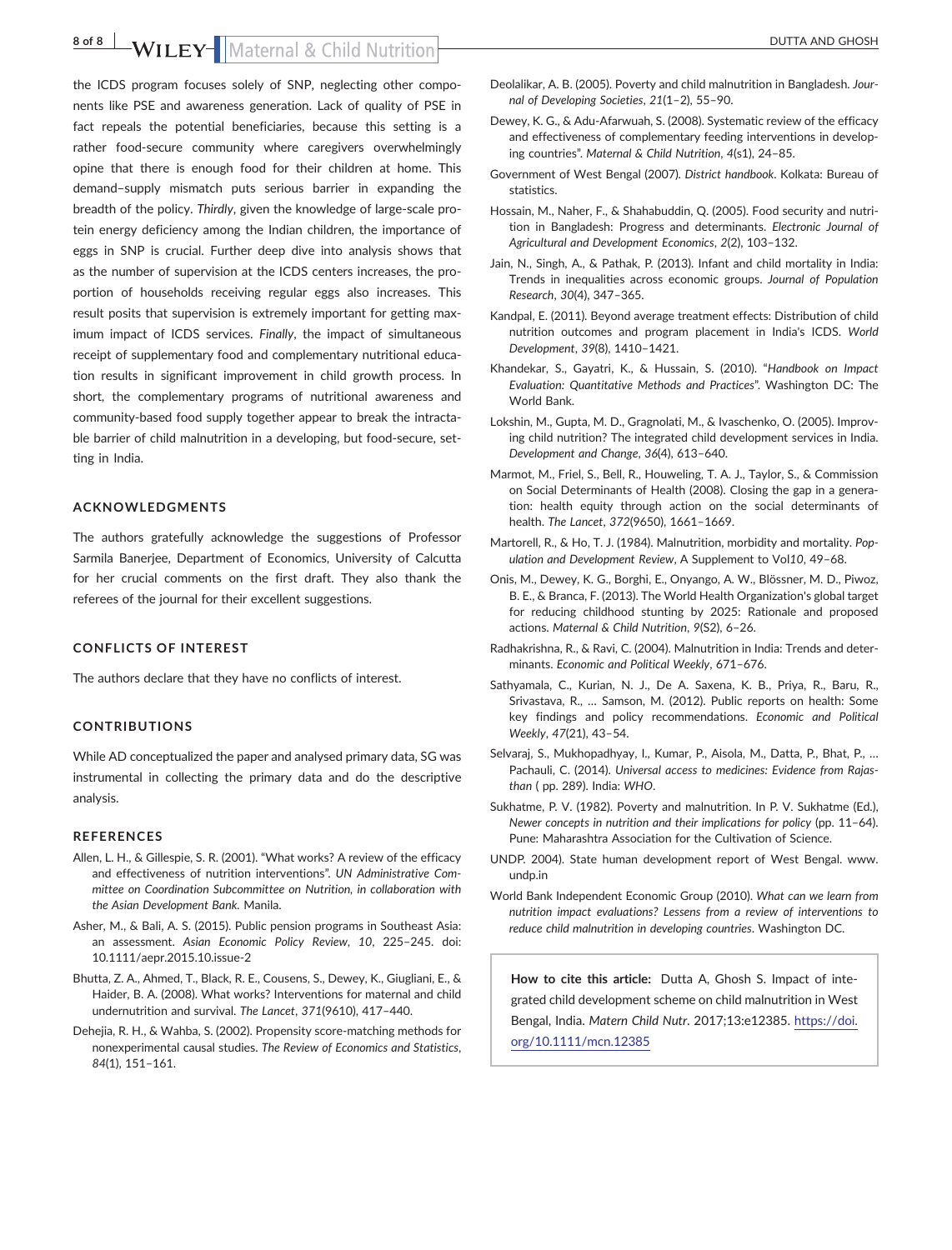the ICDS program focuses solely of SNP, neglecting other components like PSE and awareness generation. Lack of quality of PSE in fact repeals the potential beneficiaries, because this setting is a rather food-secure community where caregivers overwhelmingly opine that there is enough food for their children at home. This demand–supply mismatch puts serious barrier in expanding the breadth of the policy. *Thirdly*, given the knowledge of large-scale protein energy deficiency among the Indian children, the importance of eggs in SNP is crucial. Further deep dive into analysis shows that as the number of supervision at the ICDS centers increases, the proportion of households receiving regular eggs also increases. This result posits that supervision is extremely important for getting maximum impact of ICDS services. *Finally*, the impact of simultaneous receipt of supplementary food and complementary nutritional education results in significant improvement in child growth process. In short, the complementary programs of nutritional awareness and community-based food supply together appear to break the intractable barrier of child malnutrition in a developing, but food-secure, setting in India.

## ACKNOWLEDGMENTS

The authors gratefully acknowledge the suggestions of Professor Sarmila Banerjee, Department of Economics, University of Calcutta for her crucial comments on the first draft. They also thank the referees of the journal for their excellent suggestions.

## CONFLICTS OF INTEREST

The authors declare that they have no conflicts of interest.

## CONTRIBUTIONS

While AD conceptualized the paper and analysed primary data, SG was instrumental in collecting the primary data and do the descriptive analysis.

## REFERENCES

Allen, L. H., & Gillespie, S. R. (2001). "What works? A review of the efficacy and effectiveness of nutrition interventions". *UN Administrative Committee on Coordination Subcommittee on Nutrition, in collaboration with the Asian Development Bank.* Manila.

Asher, M., & Bali, A. S. (2015). Public pension programs in Southeast Asia: an assessment. *Asian Economic Policy Review*, *10*, 225–245. doi: 10.1111/aepr.2015.10.issue-2

Bhutta, Z. A., Ahmed, T., Black, R. E., Cousens, S., Dewey, K., Giugliani, E., & Haider, B. A. (2008). What works? Interventions for maternal and child undernutrition and survival. *The Lancet*, *371*(9610), 417–440.

Dehejia, R. H., & Wahba, S. (2002). Propensity score-matching methods for nonexperimental causal studies. *The Review of Economics and Statistics*, *84*(1), 151–161.

Deolalikar, A. B. (2005). Poverty and child malnutrition in Bangladesh. *Journal of Developing Societies*, *21*(1–2), 55–90.

Dewey, K. G., & Adu-Afarwuah, S. (2008). Systematic review of the efficacy and effectiveness of complementary feeding interventions in developing countries". *Maternal & Child Nutrition*, *4*(s1), 24–85.

Government of West Bengal (2007). *District handbook*. Kolkata: Bureau of statistics.

Hossain, M., Naher, F., & Shahabuddin, Q. (2005). Food security and nutrition in Bangladesh: Progress and determinants. *Electronic Journal of Agricultural and Development Economics*, *2*(2), 103–132.

Jain, N., Singh, A., & Pathak, P. (2013). Infant and child mortality in India: Trends in inequalities across economic groups. *Journal of Population Research*, *30*(4), 347–365.

Kandpal, E. (2011). Beyond average treatment effects: Distribution of child nutrition outcomes and program placement in India's ICDS. *World Development*, *39*(8), 1410–1421.

Khandekar, S., Gayatri, K., & Hussain, S. (2010). "*Handbook on Impact Evaluation: Quantitative Methods and Practices*". Washington DC: The World Bank.

Lokshin, M., Gupta, M. D., Gragnolati, M., & Ivaschenko, O. (2005). Improving child nutrition? The integrated child development services in India. *Development and Change*, *36*(4), 613–640.

Marmot, M., Friel, S., Bell, R., Houweling, T. A. J., Taylor, S., & Commission on Social Determinants of Health (2008). Closing the gap in a generation: health equity through action on the social determinants of health. *The Lancet*, *372*(9650), 1661–1669.

Martorell, R., & Ho, T. J. (1984). Malnutrition, morbidity and mortality. *Population and Development Review*, A Supplement to Vol*10*, 49–68.

Onis, M., Dewey, K. G., Borghi, E., Onyango, A. W., Blössner, M. D., Piwoz, B. E., & Branca, F. (2013). The World Health Organization's global target for reducing childhood stunting by 2025: Rationale and proposed actions. *Maternal & Child Nutrition*, *9*(S2), 6–26.

Radhakrishna, R., & Ravi, C. (2004). Malnutrition in India: Trends and determinants. *Economic and Political Weekly*, 671–676.

Sathyamala, C., Kurian, N. J., De A. Saxena, K. B., Priya, R., Baru, R., Srivastava, R., … Samson, M. (2012). Public reports on health: Some key findings and policy recommendations. *Economic and Political Weekly*, *47*(21), 43–54.

Selvaraj, S., Mukhopadhyay, I., Kumar, P., Aisola, M., Datta, P., Bhat, P., … Pachauli, C. (2014). *Universal access to medicines: Evidence from Rajasthan* ( pp. 289). India: *WHO*.

Sukhatme, P. V. (1982). Poverty and malnutrition. In P. V. Sukhatme (Ed.), *Newer concepts in nutrition and their implications for policy* (pp. 11–64). Pune: Maharashtra Association for the Cultivation of Science.

UNDP. 2004). State human development report of West Bengal. www.undp.in

World Bank Independent Economic Group (2010). *What can we learn from nutrition impact evaluations? Lessens from a review of interventions to reduce child malnutrition in developing countries*. Washington DC.

**How to cite this article:** Dutta A, Ghosh S. Impact of integrated child development scheme on child malnutrition in West Bengal, India. *Matern Child Nutr*. 2017;13:e12385. https://doi.org/10.1111/mcn.12385